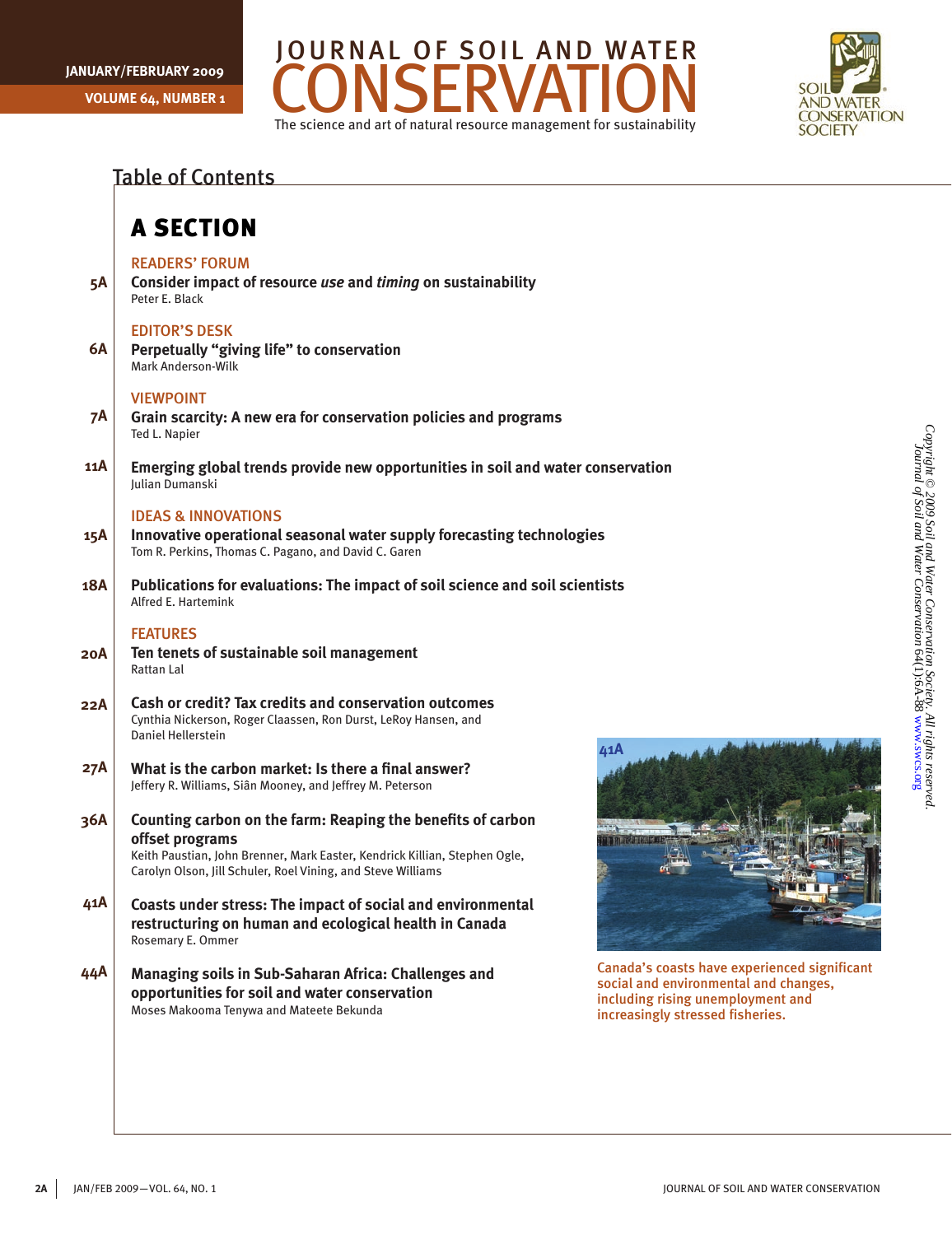JANUARY/FEBRUARY 2009

VOLUME 64, NUMBER 1

# JOURNAL OF SOIL AND WATER CONSERVATION

The science and art of natural resource management for sustainability

## Table of Contents

## A SECTION

### READERS' FORUM

5A **Consider impact of resource *use* and *timing* on sustainability**
Peter E. Black

### EDITOR'S DESK

6A **Perpetually "giving life" to conservation**
Mark Anderson-Wilk

### VIEWPOINT

7A **Grain scarcity: A new era for conservation policies and programs**
Ted L. Napier

11A **Emerging global trends provide new opportunities in soil and water conservation**
Julian Dumanski

### IDEAS & INNOVATIONS

15A **Innovative operational seasonal water supply forecasting technologies**
Tom R. Perkins, Thomas C. Pagano, and David C. Garen

18A **Publications for evaluations: The impact of soil science and soil scientists**
Alfred E. Hartemink

### FEATURES

20A **Ten tenets of sustainable soil management**
Rattan Lal

22A **Cash or credit? Tax credits and conservation outcomes**
Cynthia Nickerson, Roger Claassen, Ron Durst, LeRoy Hansen, and Daniel Hellerstein

27A **What is the carbon market: Is there a final answer?**
Jeffery R. Williams, Siân Mooney, and Jeffrey M. Peterson

36A **Counting carbon on the farm: Reaping the benefits of carbon offset programs**
Keith Paustian, John Brenner, Mark Easter, Kendrick Killian, Stephen Ogle, Carolyn Olson, Jill Schuler, Roel Vining, and Steve Williams

41A **Coasts under stress: The impact of social and environmental restructuring on human and ecological health in Canada**
Rosemary E. Ommer

44A **Managing soils in Sub-Saharan Africa: Challenges and opportunities for soil and water conservation**
Moses Makooma Tenywa and Mateete Bekunda

41A

Canada's coasts have experienced significant social and environmental and changes, including rising unemployment and increasingly stressed fisheries.

*Copyright © 2009 Soil and Water Conservation Society. All rights reserved. Journal of Soil and Water Conservation 64(1):6A-8B www.swcs.org*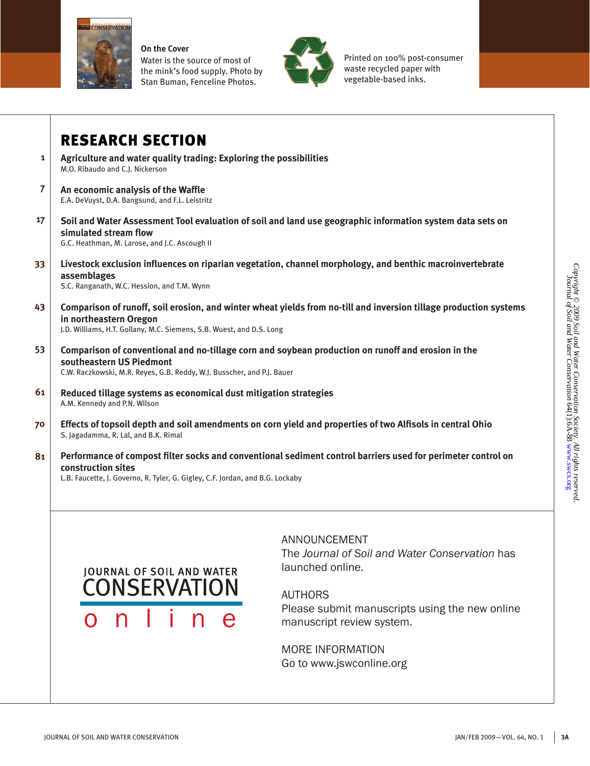**On the Cover**
Water is the source of most of the mink's food supply. Photo by Stan Buman, Fenceline Photos.

Printed on 100% post-consumer waste recycled paper with vegetable-based inks.

# RESEARCH SECTION

1 **Agriculture and water quality trading: Exploring the possibilities**
M.O. Ribaudo and C.J. Nickerson

7 **An economic analysis of the Waffle**
E.A. DeVuyst, D.A. Bangsund, and F.L. Leistritz

17 **Soil and Water Assessment Tool evaluation of soil and land use geographic information system data sets on simulated stream flow**
G.C. Heathman, M. Larose, and J.C. Ascough II

33 **Livestock exclusion influences on riparian vegetation, channel morphology, and benthic macroinvertebrate assemblages**
S.C. Ranganath, W.C. Hession, and T.M. Wynn

43 **Comparison of runoff, soil erosion, and winter wheat yields from no-till and inversion tillage production systems in northeastern Oregon**
J.D. Williams, H.T. Gollany, M.C. Siemens, S.B. Wuest, and D.S. Long

53 **Comparison of conventional and no-tillage corn and soybean production on runoff and erosion in the southeastern US Piedmont**
C.W. Raczkowski, M.R. Reyes, G.B. Reddy, W.J. Busscher, and P.J. Bauer

61 **Reduced tillage systems as economical dust mitigation strategies**
A.M. Kennedy and P.N. Wilson

70 **Effects of topsoil depth and soil amendments on corn yield and properties of two Alfisols in central Ohio**
S. Jagadamma, R. Lal, and B.K. Rimal

81 **Performance of compost filter socks and conventional sediment control barriers used for perimeter control on construction sites**
L.B. Faucette, J. Governo, R. Tyler, G. Gigley, C.F. Jordan, and B.G. Lockaby

JOURNAL OF SOIL AND WATER CONSERVATION online

ANNOUNCEMENT
The *Journal of Soil and Water Conservation* has launched online.

AUTHORS
Please submit manuscripts using the new online manuscript review system.

MORE INFORMATION
Go to www.jswconline.org

*Copyright © 2009 Soil and Water Conservation Society. All rights reserved.*
*Journal of Soil and Water Conservation* 64(1):6A-88 www.swcs.org